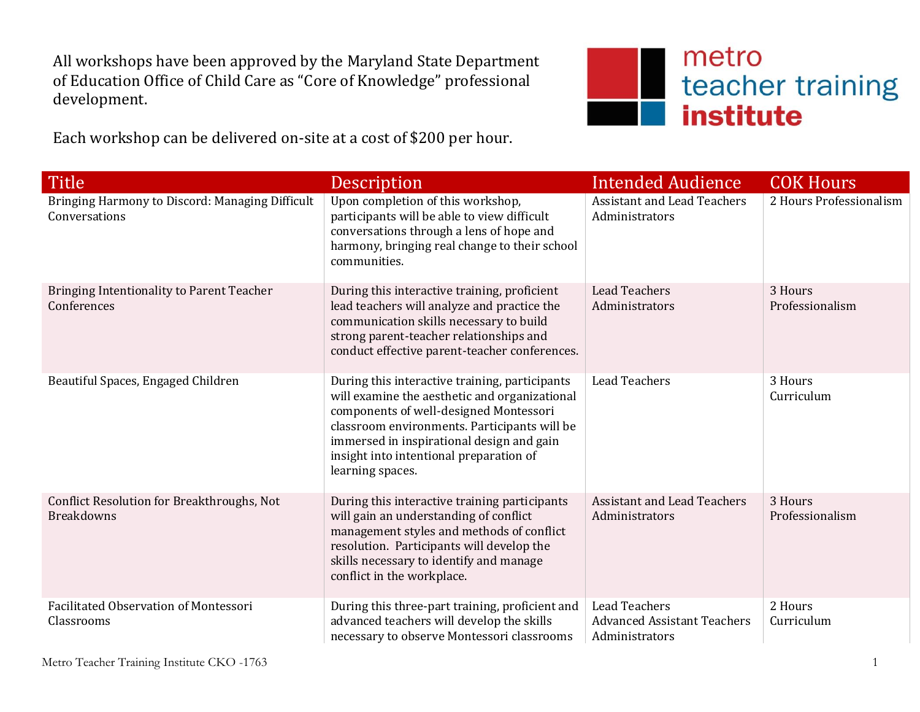All workshops have been approved by the Maryland State Department of Education Office of Child Care as "Core of Knowledge" professional development.

Each workshop can be delivered on-site at a cost of $200 per hour.

| Title | Description | Intended Audience | COK Hours |
|---|---|---|---|
| Bringing Harmony to Discord: Managing Difficult Conversations | Upon completion of this workshop, participants will be able to view difficult conversations through a lens of hope and harmony, bringing real change to their school communities. | Assistant and Lead Teachers<br>Administrators | 2 Hours Professionalism |
| Bringing Intentionality to Parent Teacher Conferences | During this interactive training, proficient lead teachers will analyze and practice the communication skills necessary to build strong parent-teacher relationships and conduct effective parent-teacher conferences. | Lead Teachers<br>Administrators | 3 Hours Professionalism |
| Beautiful Spaces, Engaged Children | During this interactive training, participants will examine the aesthetic and organizational components of well-designed Montessori classroom environments. Participants will be immersed in inspirational design and gain insight into intentional preparation of learning spaces. | Lead Teachers | 3 Hours Curriculum |
| Conflict Resolution for Breakthroughs, Not Breakdowns | During this interactive training participants will gain an understanding of conflict management styles and methods of conflict resolution. Participants will develop the skills necessary to identify and manage conflict in the workplace. | Assistant and Lead Teachers<br>Administrators | 3 Hours Professionalism |
| Facilitated Observation of Montessori Classrooms | During this three-part training, proficient and advanced teachers will develop the skills necessary to observe Montessori classrooms | Lead Teachers<br>Advanced Assistant Teachers<br>Administrators | 2 Hours Curriculum |

Metro Teacher Training Institute CKO -1763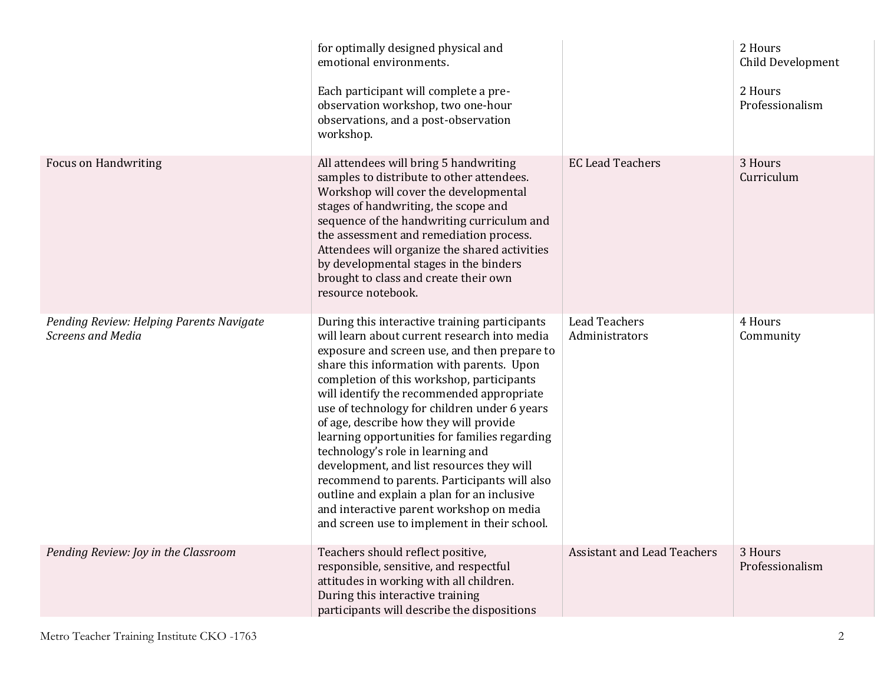| | | | |
|---|---|---|---|
| | for optimally designed physical and emotional environments.<br><br>Each participant will complete a pre-observation workshop, two one-hour observations, and a post-observation workshop. | | 2 Hours<br>Child Development<br><br>2 Hours<br>Professionalism |
| Focus on Handwriting | All attendees will bring 5 handwriting samples to distribute to other attendees. Workshop will cover the developmental stages of handwriting, the scope and sequence of the handwriting curriculum and the assessment and remediation process. Attendees will organize the shared activities by developmental stages in the binders brought to class and create their own resource notebook. | EC Lead Teachers | 3 Hours<br>Curriculum |
| *Pending Review: Helping Parents Navigate Screens and Media* | During this interactive training participants will learn about current research into media exposure and screen use, and then prepare to share this information with parents. Upon completion of this workshop, participants will identify the recommended appropriate use of technology for children under 6 years of age, describe how they will provide learning opportunities for families regarding technology's role in learning and development, and list resources they will recommend to parents. Participants will also outline and explain a plan for an inclusive and interactive parent workshop on media and screen use to implement in their school. | Lead Teachers<br>Administrators | 4 Hours<br>Community |
| *Pending Review: Joy in the Classroom* | Teachers should reflect positive, responsible, sensitive, and respectful attitudes in working with all children. During this interactive training participants will describe the dispositions | Assistant and Lead Teachers | 3 Hours<br>Professionalism |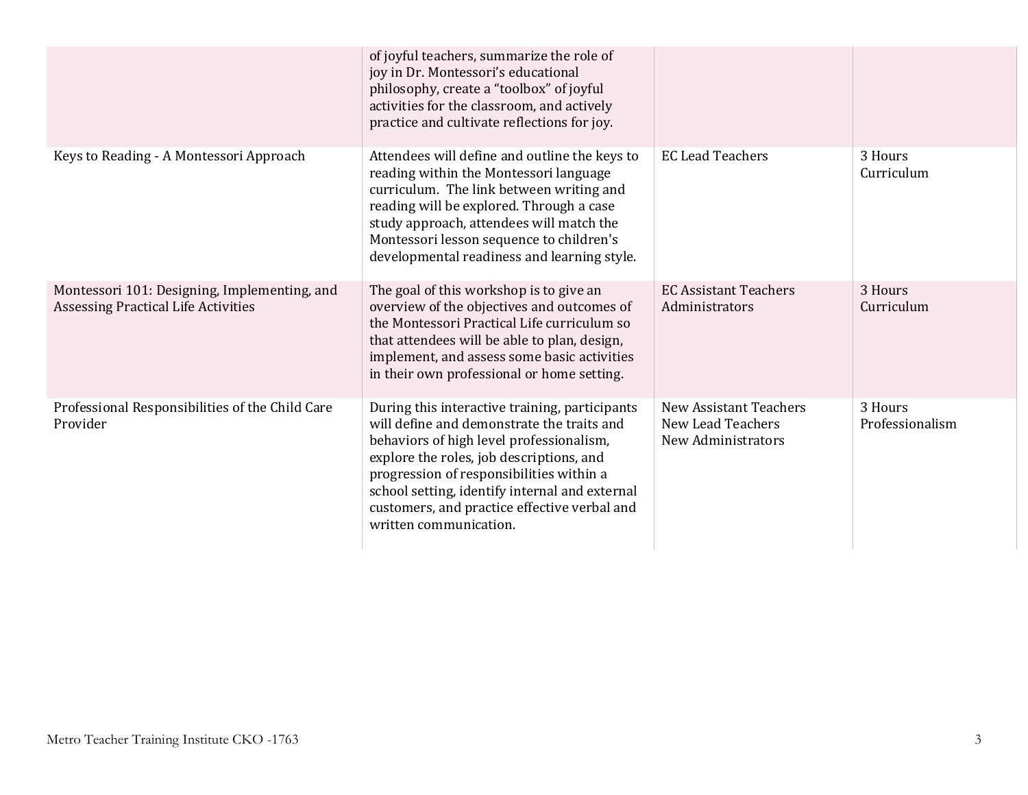| | | | |
|---|---|---|---|
| | of joyful teachers, summarize the role of joy in Dr. Montessori's educational philosophy, create a "toolbox" of joyful activities for the classroom, and actively practice and cultivate reflections for joy. | | |
| Keys to Reading - A Montessori Approach | Attendees will define and outline the keys to reading within the Montessori language curriculum. The link between writing and reading will be explored. Through a case study approach, attendees will match the Montessori lesson sequence to children's developmental readiness and learning style. | EC Lead Teachers | 3 Hours<br>Curriculum |
| Montessori 101: Designing, Implementing, and Assessing Practical Life Activities | The goal of this workshop is to give an overview of the objectives and outcomes of the Montessori Practical Life curriculum so that attendees will be able to plan, design, implement, and assess some basic activities in their own professional or home setting. | EC Assistant Teachers<br>Administrators | 3 Hours<br>Curriculum |
| Professional Responsibilities of the Child Care Provider | During this interactive training, participants will define and demonstrate the traits and behaviors of high level professionalism, explore the roles, job descriptions, and progression of responsibilities within a school setting, identify internal and external customers, and practice effective verbal and written communication. | New Assistant Teachers<br>New Lead Teachers<br>New Administrators | 3 Hours<br>Professionalism |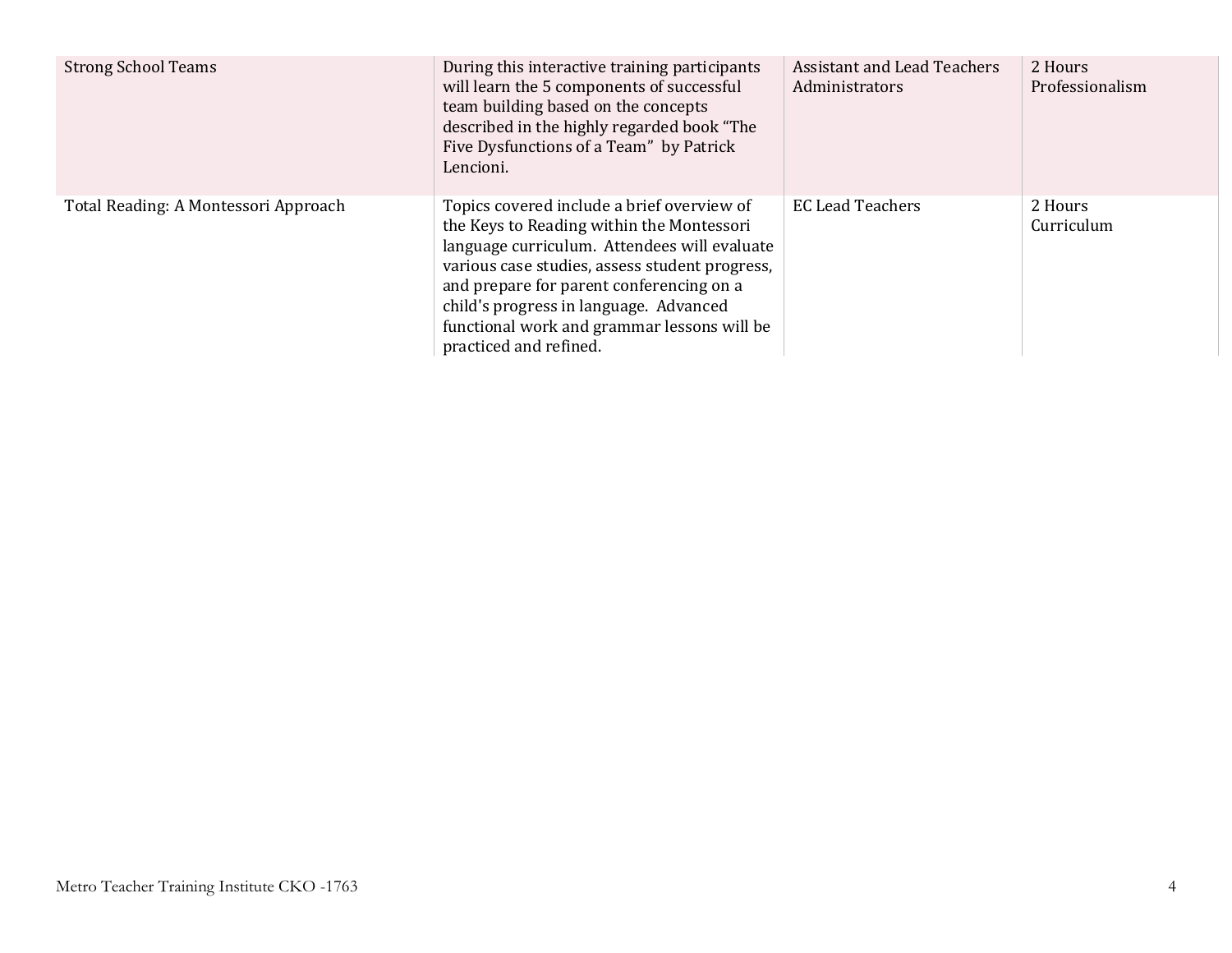| | | | |
|---|---|---|---|
| Strong School Teams | During this interactive training participants will learn the 5 components of successful team building based on the concepts described in the highly regarded book "The Five Dysfunctions of a Team" by Patrick Lencioni. | Assistant and Lead Teachers Administrators | 2 Hours Professionalism |
| Total Reading: A Montessori Approach | Topics covered include a brief overview of the Keys to Reading within the Montessori language curriculum. Attendees will evaluate various case studies, assess student progress, and prepare for parent conferencing on a child's progress in language. Advanced functional work and grammar lessons will be practiced and refined. | EC Lead Teachers | 2 Hours Curriculum |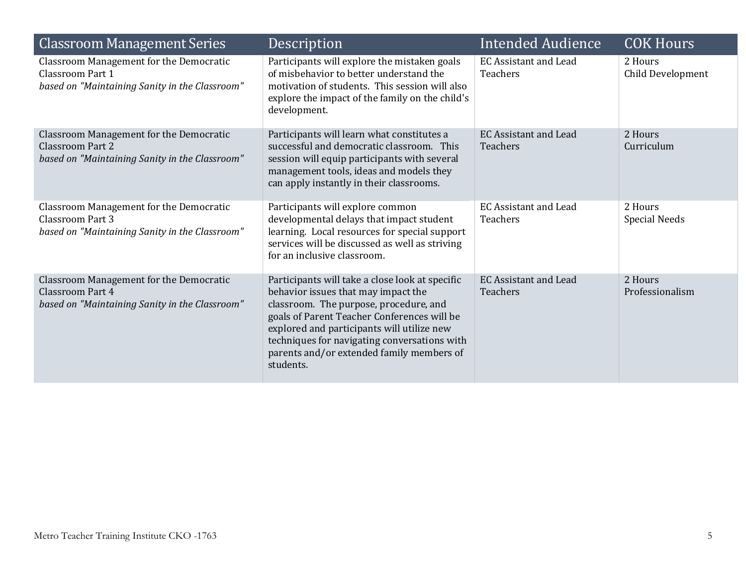| Classroom Management Series | Description | Intended Audience | COK Hours |
|---|---|---|---|
| Classroom Management for the Democratic Classroom Part 1<br>*based on "Maintaining Sanity in the Classroom"* | Participants will explore the mistaken goals of misbehavior to better understand the motivation of students. This session will also explore the impact of the family on the child's development. | EC Assistant and Lead Teachers | 2 Hours<br>Child Development |
| Classroom Management for the Democratic Classroom Part 2<br>*based on "Maintaining Sanity in the Classroom"* | Participants will learn what constitutes a successful and democratic classroom. This session will equip participants with several management tools, ideas and models they can apply instantly in their classrooms. | EC Assistant and Lead Teachers | 2 Hours<br>Curriculum |
| Classroom Management for the Democratic Classroom Part 3<br>*based on "Maintaining Sanity in the Classroom"* | Participants will explore common developmental delays that impact student learning. Local resources for special support services will be discussed as well as striving for an inclusive classroom. | EC Assistant and Lead Teachers | 2 Hours<br>Special Needs |
| Classroom Management for the Democratic Classroom Part 4<br>*based on "Maintaining Sanity in the Classroom"* | Participants will take a close look at specific behavior issues that may impact the classroom. The purpose, procedure, and goals of Parent Teacher Conferences will be explored and participants will utilize new techniques for navigating conversations with parents and/or extended family members of students. | EC Assistant and Lead Teachers | 2 Hours<br>Professionalism |

Metro Teacher Training Institute CKO -1763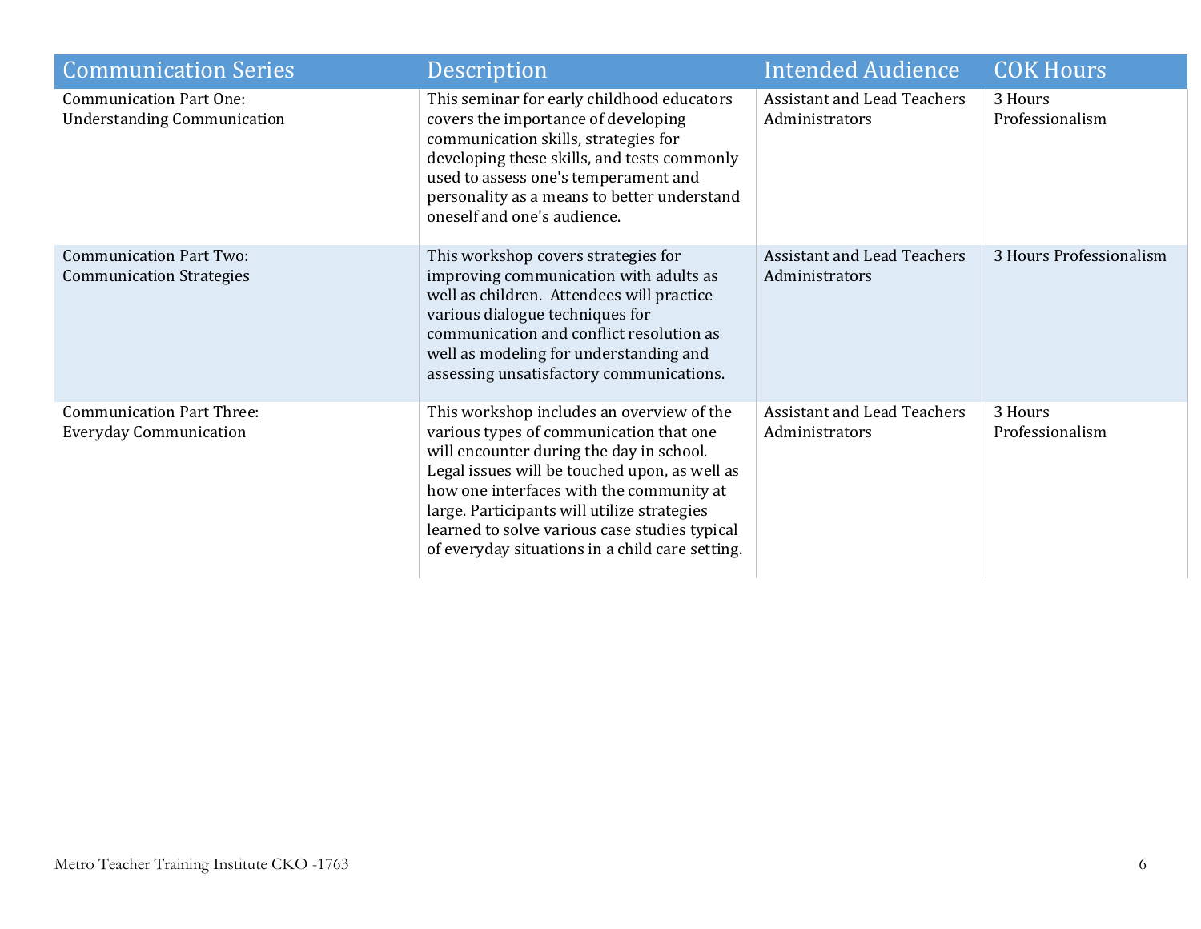| Communication Series | Description | Intended Audience | COK Hours |
|---|---|---|---|
| Communication Part One: Understanding Communication | This seminar for early childhood educators covers the importance of developing communication skills, strategies for developing these skills, and tests commonly used to assess one's temperament and personality as a means to better understand oneself and one's audience. | Assistant and Lead Teachers Administrators | 3 Hours Professionalism |
| Communication Part Two: Communication Strategies | This workshop covers strategies for improving communication with adults as well as children. Attendees will practice various dialogue techniques for communication and conflict resolution as well as modeling for understanding and assessing unsatisfactory communications. | Assistant and Lead Teachers Administrators | 3 Hours Professionalism |
| Communication Part Three: Everyday Communication | This workshop includes an overview of the various types of communication that one will encounter during the day in school. Legal issues will be touched upon, as well as how one interfaces with the community at large. Participants will utilize strategies learned to solve various case studies typical of everyday situations in a child care setting. | Assistant and Lead Teachers Administrators | 3 Hours Professionalism |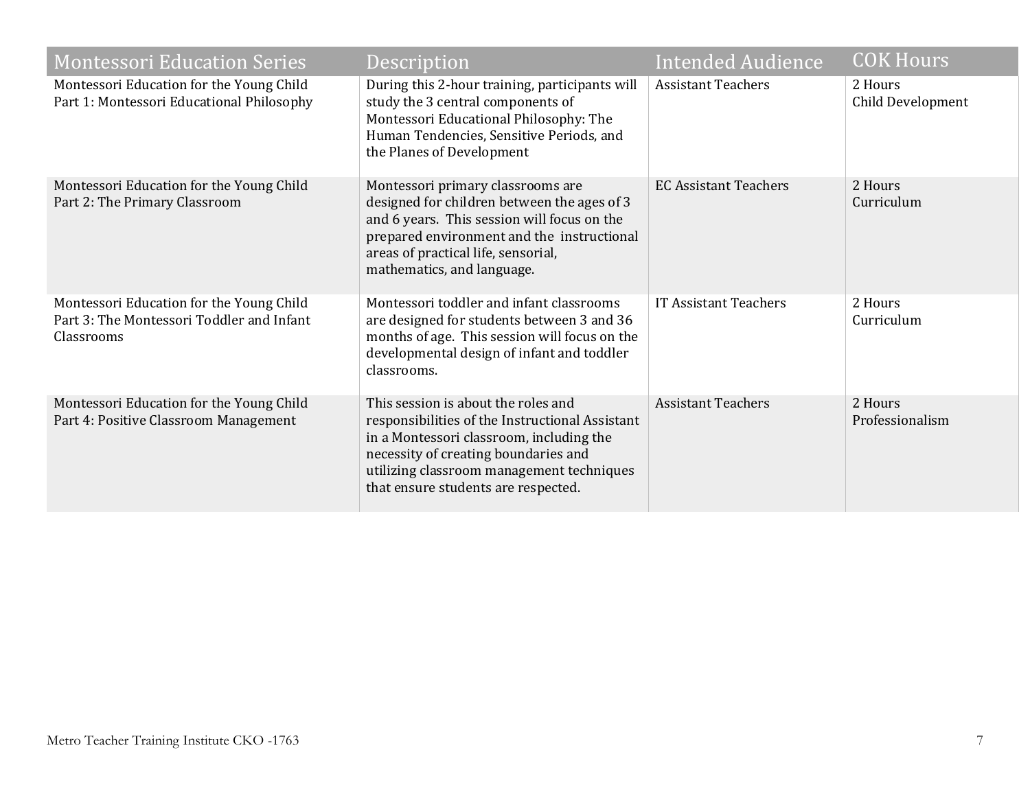| Montessori Education Series | Description | Intended Audience | COK Hours |
|---|---|---|---|
| Montessori Education for the Young Child Part 1: Montessori Educational Philosophy | During this 2-hour training, participants will study the 3 central components of Montessori Educational Philosophy: The Human Tendencies, Sensitive Periods, and the Planes of Development | Assistant Teachers | 2 Hours Child Development |
| Montessori Education for the Young Child Part 2: The Primary Classroom | Montessori primary classrooms are designed for children between the ages of 3 and 6 years. This session will focus on the prepared environment and the instructional areas of practical life, sensorial, mathematics, and language. | EC Assistant Teachers | 2 Hours Curriculum |
| Montessori Education for the Young Child Part 3: The Montessori Toddler and Infant Classrooms | Montessori toddler and infant classrooms are designed for students between 3 and 36 months of age. This session will focus on the developmental design of infant and toddler classrooms. | IT Assistant Teachers | 2 Hours Curriculum |
| Montessori Education for the Young Child Part 4: Positive Classroom Management | This session is about the roles and responsibilities of the Instructional Assistant in a Montessori classroom, including the necessity of creating boundaries and utilizing classroom management techniques that ensure students are respected. | Assistant Teachers | 2 Hours Professionalism |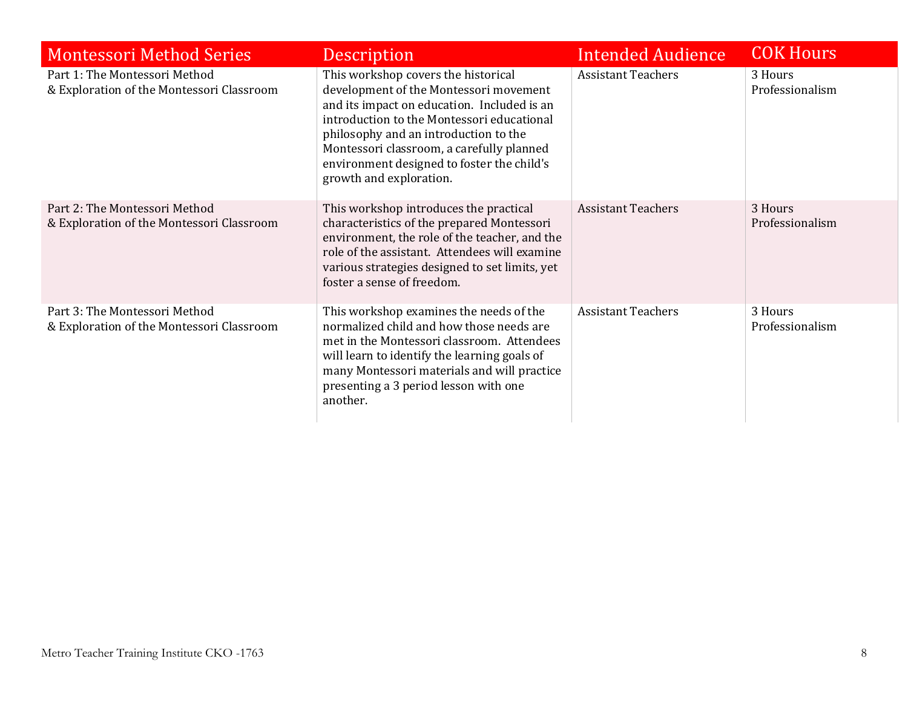| Montessori Method Series | Description | Intended Audience | COK Hours |
|---|---|---|---|
| Part 1: The Montessori Method & Exploration of the Montessori Classroom | This workshop covers the historical development of the Montessori movement and its impact on education. Included is an introduction to the Montessori educational philosophy and an introduction to the Montessori classroom, a carefully planned environment designed to foster the child's growth and exploration. | Assistant Teachers | 3 Hours Professionalism |
| Part 2: The Montessori Method & Exploration of the Montessori Classroom | This workshop introduces the practical characteristics of the prepared Montessori environment, the role of the teacher, and the role of the assistant. Attendees will examine various strategies designed to set limits, yet foster a sense of freedom. | Assistant Teachers | 3 Hours Professionalism |
| Part 3: The Montessori Method & Exploration of the Montessori Classroom | This workshop examines the needs of the normalized child and how those needs are met in the Montessori classroom. Attendees will learn to identify the learning goals of many Montessori materials and will practice presenting a 3 period lesson with one another. | Assistant Teachers | 3 Hours Professionalism |